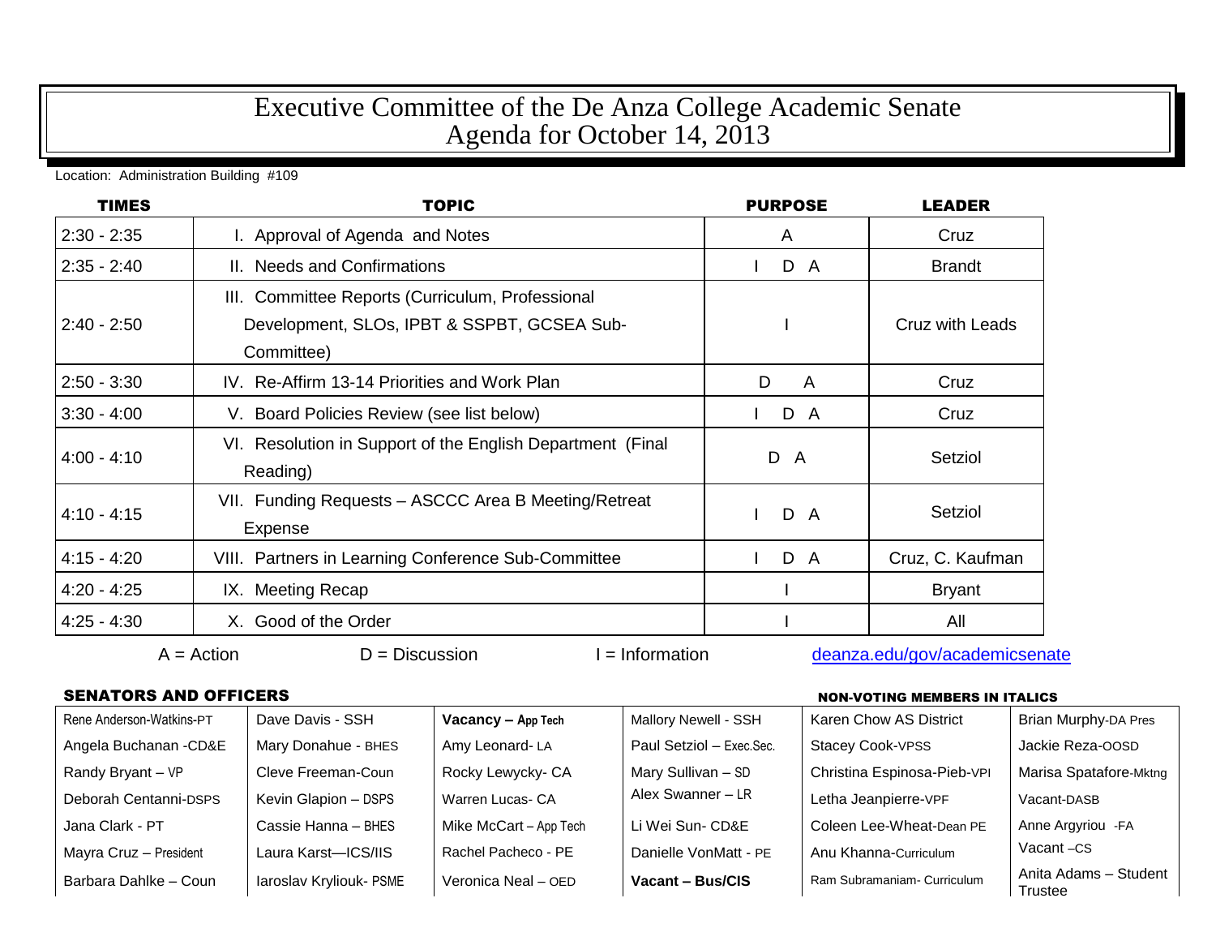# Executive Committee of the De Anza College Academic Senate
## Agenda for October 14, 2013

Location: Administration Building #109

| TIMES | TOPIC | PURPOSE | LEADER |
|---|---|---|---|
| 2:30 - 2:35 | I. Approval of Agenda and Notes | A | Cruz |
| 2:35 - 2:40 | II. Needs and Confirmations | I D A | Brandt |
| 2:40 - 2:50 | III. Committee Reports (Curriculum, Professional Development, SLOs, IPBT & SSPBT, GCSEA Sub-Committee) | I | Cruz with Leads |
| 2:50 - 3:30 | IV. Re-Affirm 13-14 Priorities and Work Plan | D A | Cruz |
| 3:30 - 4:00 | V. Board Policies Review (see list below) | I D A | Cruz |
| 4:00 - 4:10 | VI. Resolution in Support of the English Department (Final Reading) | D A | Setziol |
| 4:10 - 4:15 | VII. Funding Requests – ASCCC Area B Meeting/Retreat Expense | I D A | Setziol |
| 4:15 - 4:20 | VIII. Partners in Learning Conference Sub-Committee | I D A | Cruz, C. Kaufman |
| 4:20 - 4:25 | IX. Meeting Recap | I | Bryant |
| 4:25 - 4:30 | X. Good of the Order | I | All |

A = Action D = Discussion I = Information deanza.edu/gov/academicsenate

**SENATORS AND OFFICERS** **NON-VOTING MEMBERS IN ITALICS**

| | | | | | |
|---|---|---|---|---|---|
| Rene Anderson-Watkins-PT | Dave Davis - SSH | **Vacancy – App Tech** | Mallory Newell - SSH | *Karen Chow AS District* | *Brian Murphy-DA Pres* |
| Angela Buchanan -CD&E | Mary Donahue - BHES | Amy Leonard- LA | Paul Setziol – Exec.Sec. | *Stacey Cook-VPSS* | *Jackie Reza-OOSD* |
| Randy Bryant – VP | Cleve Freeman-Coun | Rocky Lewycky- CA | Mary Sullivan – SD | *Christina Espinosa-Pieb-VPI* | *Marisa Spatafore-Mktng* |
| Deborah Centanni-DSPS | Kevin Glapion – DSPS | Warren Lucas- CA | Alex Swanner – LR | *Letha Jeanpierre-VPF* | *Vacant-DASB* |
| Jana Clark - PT | Cassie Hanna – BHES | Mike McCart – App Tech | Li Wei Sun- CD&E | *Coleen Lee-Wheat-Dean PE* | *Anne Argyriou -FA* |
| Mayra Cruz – President | Laura Karst—ICS/IIS | Rachel Pacheco - PE | Danielle VonMatt - PE | *Anu Khanna-Curriculum* | *Vacant –CS* |
| Barbara Dahlke – Coun | Iaroslav Kryliouk- PSME | Veronica Neal – OED | **Vacant – Bus/CIS** | *Ram Subramaniam- Curriculum* | *Anita Adams – Student Trustee* |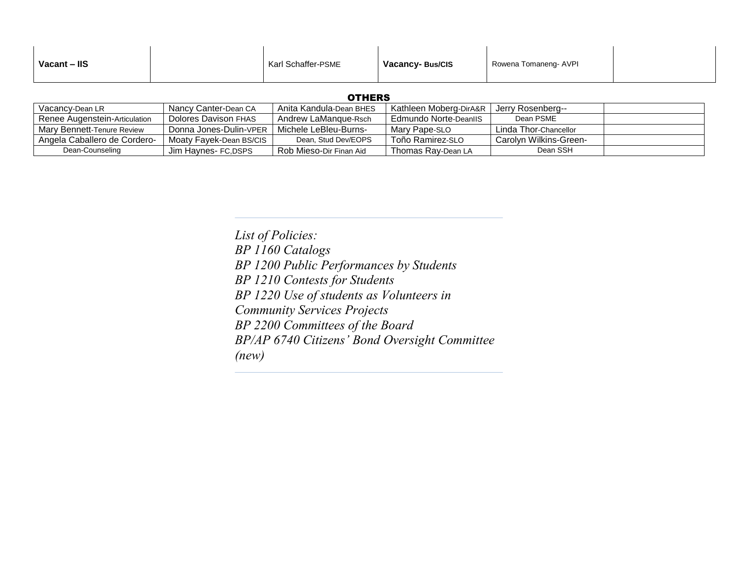| | | | | | |
|---|---|---|---|---|---|
| **Vacant – IIS** | | Karl Schaffer-PSME | **Vacancy- Bus/CIS** | Rowena Tomaneng- AVPI | |

**OTHERS**

| | | | | | |
|---|---|---|---|---|---|
| Vacancy-Dean LR | Nancy Canter-Dean CA | Anita Kandula-Dean BHES | Kathleen Moberg-DirA&R | Jerry Rosenberg-- Dean PSME | |
| Renee Augenstein-Articulation | Dolores Davison FHAS | Andrew LaManque-Rsch | Edmundo Norte-DeanIIS | | |
| Mary Bennett-Tenure Review | Donna Jones-Dulin-VPER | Michele LeBleu-Burns- Dean, Stud Dev/EOPS | Mary Pape-SLO | Linda Thor-Chancellor | |
| Angela Caballero de Cordero- Dean-Counseling | Moaty Fayek-Dean BS/CIS | | Toño Ramirez-SLO | Carolyn Wilkins-Green- Dean SSH | |
| | Jim Haynes- FC,DSPS | Rob Mieso-Dir Finan Aid | Thomas Ray-Dean LA | | |

*List of Policies:*
*BP 1160 Catalogs*
*BP 1200 Public Performances by Students*
*BP 1210 Contests for Students*
*BP 1220 Use of students as Volunteers in Community Services Projects*
*BP 2200 Committees of the Board*
*BP/AP 6740 Citizens' Bond Oversight Committee (new)*